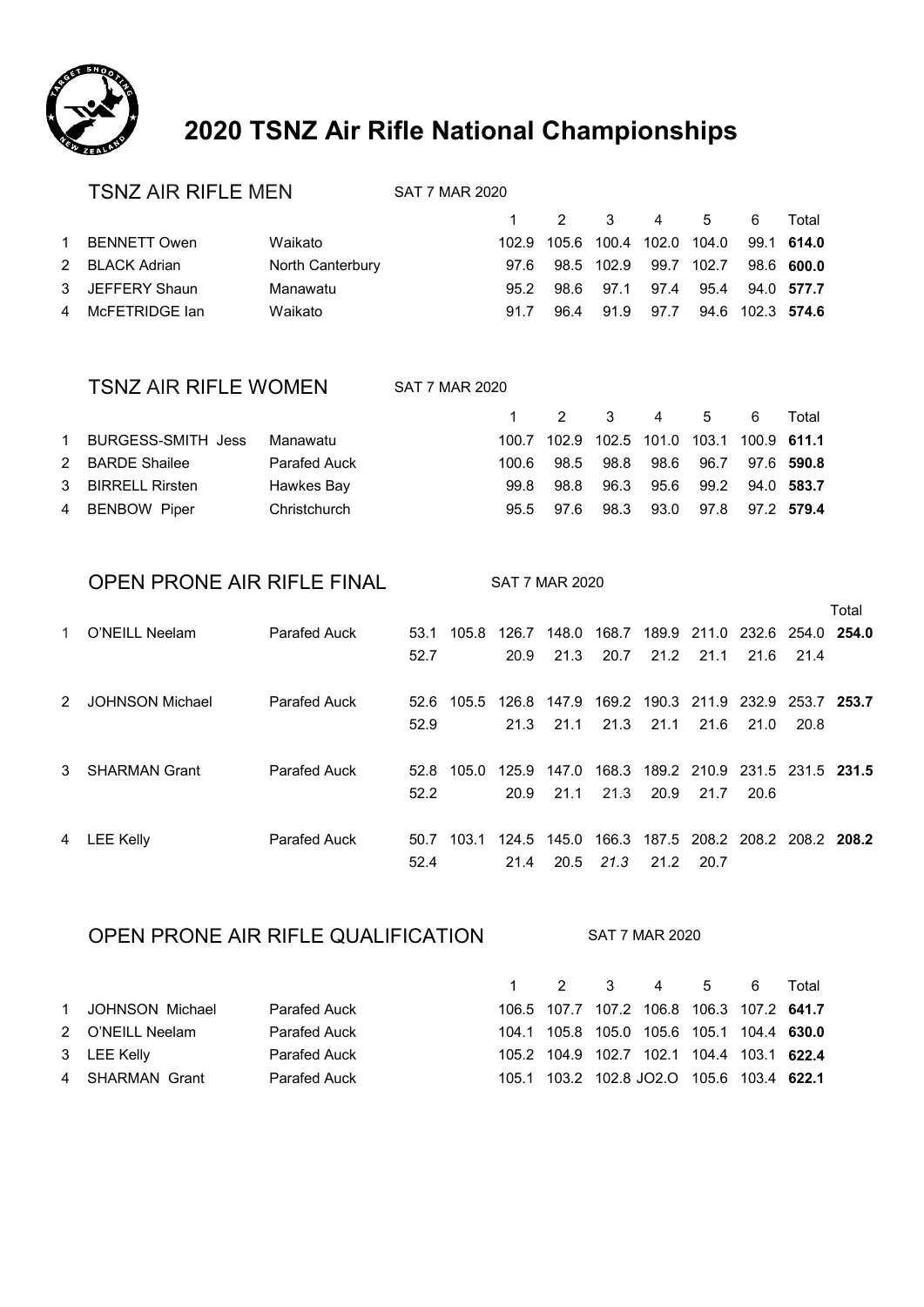# 2020 TSNZ Air Rifle National Championships

## TSNZ AIR RIFLE MEN

SAT 7 MAR 2020

| | Name | Club | 1 | 2 | 3 | 4 | 5 | 6 | Total |
|---|---|---|---|---|---|---|---|---|---|
| 1 | BENNETT Owen | Waikato | 102.9 | 105.6 | 100.4 | 102.0 | 104.0 | 99.1 | **614.0** |
| 2 | BLACK Adrian | North Canterbury | 97.6 | 98.5 | 102.9 | 99.7 | 102.7 | 98.6 | **600.0** |
| 3 | JEFFERY Shaun | Manawatu | 95.2 | 98.6 | 97.1 | 97.4 | 95.4 | 94.0 | **577.7** |
| 4 | McFETRIDGE Ian | Waikato | 91.7 | 96.4 | 91.9 | 97.7 | 94.6 | 102.3 | **574.6** |

## TSNZ AIR RIFLE WOMEN

SAT 7 MAR 2020

| | Name | Club | 1 | 2 | 3 | 4 | 5 | 6 | Total |
|---|---|---|---|---|---|---|---|---|---|
| 1 | BURGESS-SMITH Jess | Manawatu | 100.7 | 102.9 | 102.5 | 101.0 | 103.1 | 100.9 | **611.1** |
| 2 | BARDE Shailee | Parafed Auck | 100.6 | 98.5 | 98.8 | 98.6 | 96.7 | 97.6 | **590.8** |
| 3 | BIRRELL Rirsten | Hawkes Bay | 99.8 | 98.8 | 96.3 | 95.6 | 99.2 | 94.0 | **583.7** |
| 4 | BENBOW Piper | Christchurch | 95.5 | 97.6 | 98.3 | 93.0 | 97.8 | 97.2 | **579.4** |

## OPEN PRONE AIR RIFLE FINAL

SAT 7 MAR 2020

| | Name | Club | | | | | | | | | | Total |
|---|---|---|---|---|---|---|---|---|---|---|---|---|
| 1 | O'NEILL Neelam | Parafed Auck | 53.1 | 105.8 | 126.7 | 148.0 | 168.7 | 189.9 | 211.0 | 232.6 | 254.0 | **254.0** |
| | | | 52.7 | | 20.9 | 21.3 | 20.7 | 21.2 | 21.1 | 21.6 | 21.4 | |
| 2 | JOHNSON Michael | Parafed Auck | 52.6 | 105.5 | 126.8 | 147.9 | 169.2 | 190.3 | 211.9 | 232.9 | 253.7 | **253.7** |
| | | | 52.9 | | 21.3 | 21.1 | 21.3 | 21.1 | 21.6 | 21.0 | 20.8 | |
| 3 | SHARMAN Grant | Parafed Auck | 52.8 | 105.0 | 125.9 | 147.0 | 168.3 | 189.2 | 210.9 | 231.5 | 231.5 | **231.5** |
| | | | 52.2 | | 20.9 | 21.1 | 21.3 | 20.9 | 21.7 | 20.6 | | |
| 4 | LEE Kelly | Parafed Auck | 50.7 | 103.1 | 124.5 | 145.0 | 166.3 | 187.5 | 208.2 | 208.2 | 208.2 | **208.2** |
| | | | 52.4 | | 21.4 | 20.5 | *21.3* | 21.2 | 20.7 | | | |

## OPEN PRONE AIR RIFLE QUALIFICATION

SAT 7 MAR 2020

| | Name | Club | 1 | 2 | 3 | 4 | 5 | 6 | Total |
|---|---|---|---|---|---|---|---|---|---|
| 1 | JOHNSON Michael | Parafed Auck | 106.5 | 107.7 | 107.2 | 106.8 | 106.3 | 107.2 | **641.7** |
| 2 | O'NEILL Neelam | Parafed Auck | 104.1 | 105.8 | 105.0 | 105.6 | 105.1 | 104.4 | **630.0** |
| 3 | LEE Kelly | Parafed Auck | 105.2 | 104.9 | 102.7 | 102.1 | 104.4 | 103.1 | **622.4** |
| 4 | SHARMAN Grant | Parafed Auck | 105.1 | 103.2 | 102.8 | JO2.O | 105.6 | 103.4 | **622.1** |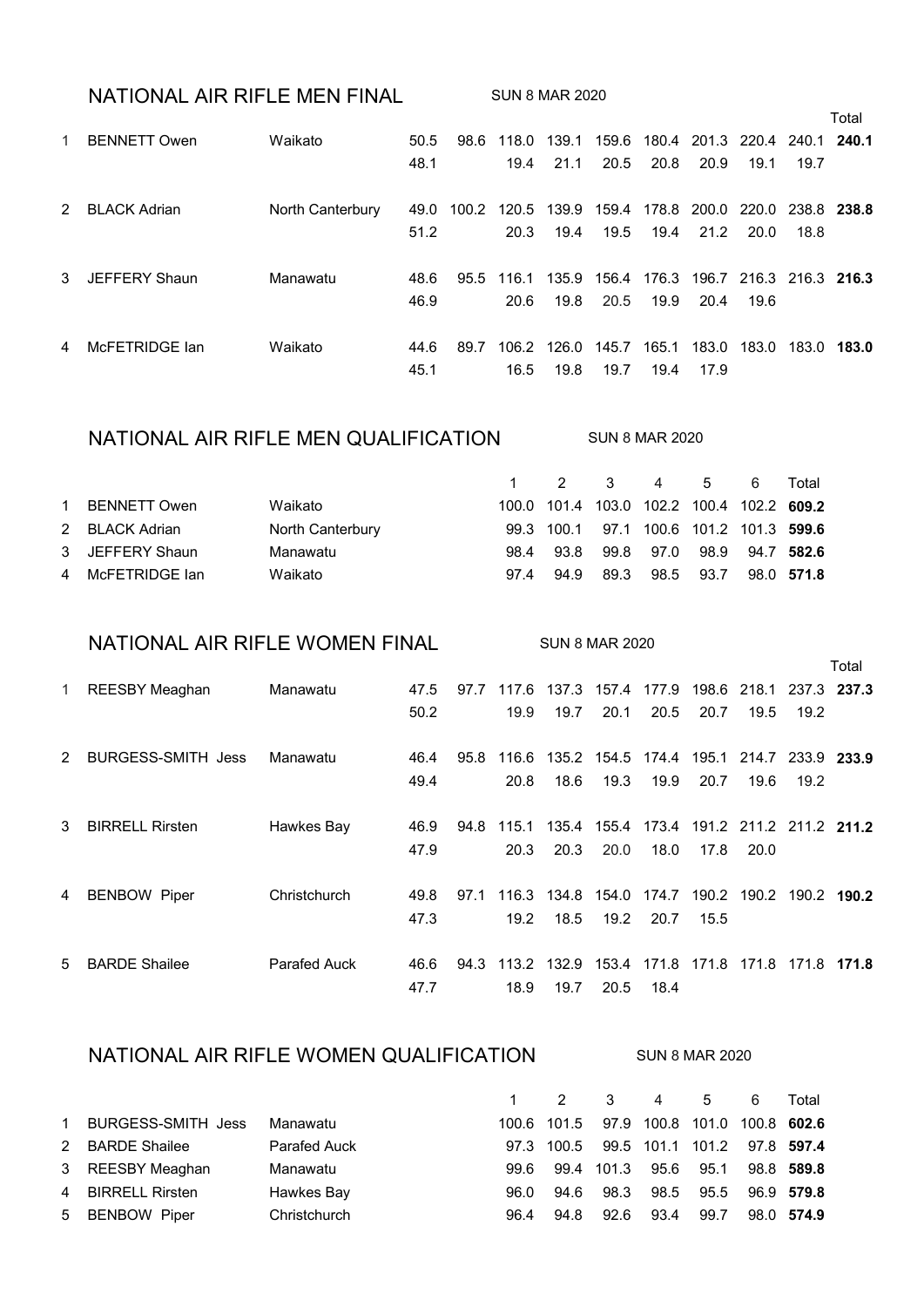## NATIONAL AIR RIFLE MEN FINAL

SUN 8 MAR 2020

| | | | | | | | | | | | | | Total |
|---|---|---|---|---|---|---|---|---|---|---|---|---|---|
| 1 | BENNETT Owen | Waikato | 50.5 | 98.6 | 118.0 | 139.1 | 159.6 | 180.4 | 201.3 | 220.4 | 240.1 | **240.1** |
| | | | 48.1 | | 19.4 | 21.1 | 20.5 | 20.8 | 20.9 | 19.1 | 19.7 | |
| 2 | BLACK Adrian | North Canterbury | 49.0 | 100.2 | 120.5 | 139.9 | 159.4 | 178.8 | 200.0 | 220.0 | 238.8 | **238.8** |
| | | | 51.2 | | 20.3 | 19.4 | 19.5 | 19.4 | 21.2 | 20.0 | 18.8 | |
| 3 | JEFFERY Shaun | Manawatu | 48.6 | 95.5 | 116.1 | 135.9 | 156.4 | 176.3 | 196.7 | 216.3 | 216.3 | **216.3** |
| | | | 46.9 | | 20.6 | 19.8 | 20.5 | 19.9 | 20.4 | 19.6 | | |
| 4 | McFETRIDGE Ian | Waikato | 44.6 | 89.7 | 106.2 | 126.0 | 145.7 | 165.1 | 183.0 | 183.0 | 183.0 | **183.0** |
| | | | 45.1 | | 16.5 | 19.8 | 19.7 | 19.4 | 17.9 | | | |

## NATIONAL AIR RIFLE MEN QUALIFICATION

SUN 8 MAR 2020

| | | | 1 | 2 | 3 | 4 | 5 | 6 | Total |
|---|---|---|---|---|---|---|---|---|---|
| 1 | BENNETT Owen | Waikato | 100.0 | 101.4 | 103.0 | 102.2 | 100.4 | 102.2 | **609.2** |
| 2 | BLACK Adrian | North Canterbury | 99.3 | 100.1 | 97.1 | 100.6 | 101.2 | 101.3 | **599.6** |
| 3 | JEFFERY Shaun | Manawatu | 98.4 | 93.8 | 99.8 | 97.0 | 98.9 | 94.7 | **582.6** |
| 4 | McFETRIDGE Ian | Waikato | 97.4 | 94.9 | 89.3 | 98.5 | 93.7 | 98.0 | **571.8** |

## NATIONAL AIR RIFLE WOMEN FINAL

SUN 8 MAR 2020

| | | | | | | | | | | | | Total |
|---|---|---|---|---|---|---|---|---|---|---|---|---|
| 1 | REESBY Meaghan | Manawatu | 47.5 | 97.7 | 117.6 | 137.3 | 157.4 | 177.9 | 198.6 | 218.1 | 237.3 | **237.3** |
| | | | 50.2 | | 19.9 | 19.7 | 20.1 | 20.5 | 20.7 | 19.5 | 19.2 | |
| 2 | BURGESS-SMITH Jess | Manawatu | 46.4 | 95.8 | 116.6 | 135.2 | 154.5 | 174.4 | 195.1 | 214.7 | 233.9 | **233.9** |
| | | | 49.4 | | 20.8 | 18.6 | 19.3 | 19.9 | 20.7 | 19.6 | 19.2 | |
| 3 | BIRRELL Rirsten | Hawkes Bay | 46.9 | 94.8 | 115.1 | 135.4 | 155.4 | 173.4 | 191.2 | 211.2 | 211.2 | **211.2** |
| | | | 47.9 | | 20.3 | 20.3 | 20.0 | 18.0 | 17.8 | 20.0 | | |
| 4 | BENBOW Piper | Christchurch | 49.8 | 97.1 | 116.3 | 134.8 | 154.0 | 174.7 | 190.2 | 190.2 | 190.2 | **190.2** |
| | | | 47.3 | | 19.2 | 18.5 | 19.2 | 20.7 | 15.5 | | | |
| 5 | BARDE Shailee | Parafed Auck | 46.6 | 94.3 | 113.2 | 132.9 | 153.4 | 171.8 | 171.8 | 171.8 | 171.8 | **171.8** |
| | | | 47.7 | | 18.9 | 19.7 | 20.5 | 18.4 | | | | |

## NATIONAL AIR RIFLE WOMEN QUALIFICATION

SUN 8 MAR 2020

| | | | 1 | 2 | 3 | 4 | 5 | 6 | Total |
|---|---|---|---|---|---|---|---|---|---|
| 1 | BURGESS-SMITH Jess | Manawatu | 100.6 | 101.5 | 97.9 | 100.8 | 101.0 | 100.8 | **602.6** |
| 2 | BARDE Shailee | Parafed Auck | 97.3 | 100.5 | 99.5 | 101.1 | 101.2 | 97.8 | **597.4** |
| 3 | REESBY Meaghan | Manawatu | 99.6 | 99.4 | 101.3 | 95.6 | 95.1 | 98.8 | **589.8** |
| 4 | BIRRELL Rirsten | Hawkes Bay | 96.0 | 94.6 | 98.3 | 98.5 | 95.5 | 96.9 | **579.8** |
| 5 | BENBOW Piper | Christchurch | 96.4 | 94.8 | 92.6 | 93.4 | 99.7 | 98.0 | **574.9** |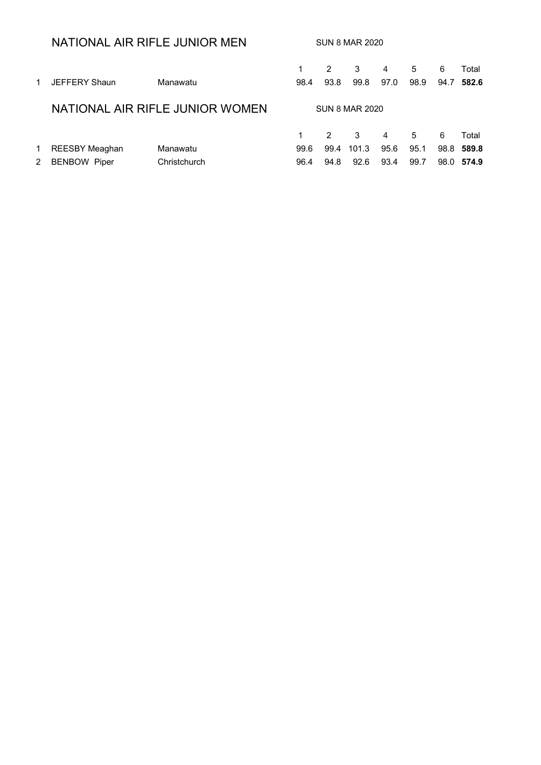## NATIONAL AIR RIFLE JUNIOR MEN

SUN 8 MAR 2020

| | | | 1 | 2 | 3 | 4 | 5 | 6 | Total |
|---|---|---|---|---|---|---|---|---|---|
| 1 | JEFFERY Shaun | Manawatu | 98.4 | 93.8 | 99.8 | 97.0 | 98.9 | 94.7 | **582.6** |

## NATIONAL AIR RIFLE JUNIOR WOMEN

SUN 8 MAR 2020

| | | | 1 | 2 | 3 | 4 | 5 | 6 | Total |
|---|---|---|---|---|---|---|---|---|---|
| 1 | REESBY Meaghan | Manawatu | 99.6 | 99.4 | 101.3 | 95.6 | 95.1 | 98.8 | **589.8** |
| 2 | BENBOW Piper | Christchurch | 96.4 | 94.8 | 92.6 | 93.4 | 99.7 | 98.0 | **574.9** |